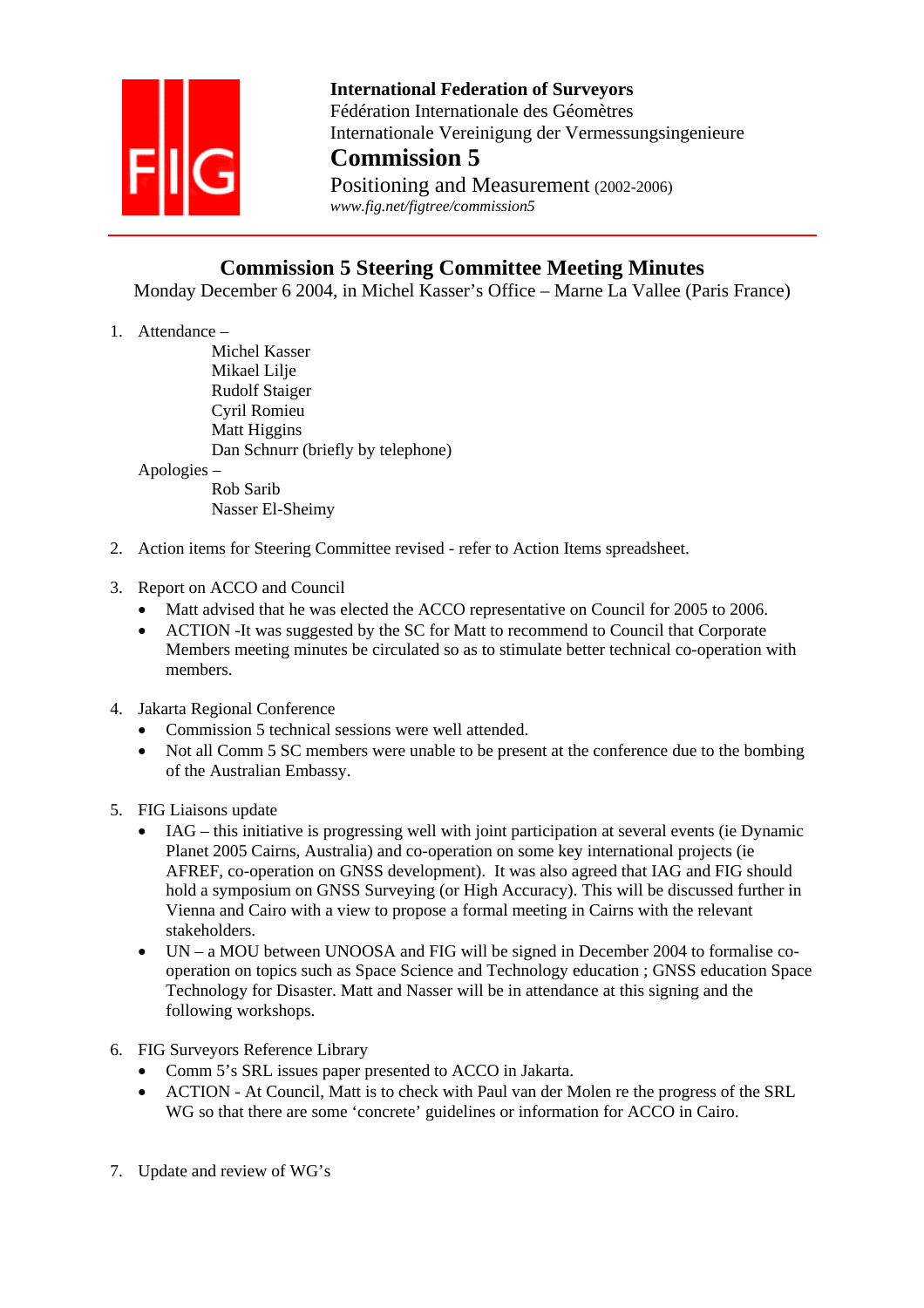**International Federation of Surveyors**
Fédération Internationale des Géomètres
Internationale Vereinigung der Vermessungsingenieure
**Commission 5**
Positioning and Measurement (2002-2006)
*www.fig.net/figtree/commission5*

# Commission 5 Steering Committee Meeting Minutes

Monday December 6 2004, in Michel Kasser's Office – Marne La Vallee (Paris France)

1. Attendance –
   - Michel Kasser
   - Mikael Lilje
   - Rudolf Staiger
   - Cyril Romieu
   - Matt Higgins
   - Dan Schnurr (briefly by telephone)

   Apologies –
   - Rob Sarib
   - Nasser El-Sheimy

2. Action items for Steering Committee revised - refer to Action Items spreadsheet.

3. Report on ACCO and Council
   - Matt advised that he was elected the ACCO representative on Council for 2005 to 2006.
   - ACTION -It was suggested by the SC for Matt to recommend to Council that Corporate Members meeting minutes be circulated so as to stimulate better technical co-operation with members.

4. Jakarta Regional Conference
   - Commission 5 technical sessions were well attended.
   - Not all Comm 5 SC members were unable to be present at the conference due to the bombing of the Australian Embassy.

5. FIG Liaisons update
   - IAG – this initiative is progressing well with joint participation at several events (ie Dynamic Planet 2005 Cairns, Australia) and co-operation on some key international projects (ie AFREF, co-operation on GNSS development). It was also agreed that IAG and FIG should hold a symposium on GNSS Surveying (or High Accuracy). This will be discussed further in Vienna and Cairo with a view to propose a formal meeting in Cairns with the relevant stakeholders.
   - UN – a MOU between UNOOSA and FIG will be signed in December 2004 to formalise co-operation on topics such as Space Science and Technology education ; GNSS education Space Technology for Disaster. Matt and Nasser will be in attendance at this signing and the following workshops.

6. FIG Surveyors Reference Library
   - Comm 5's SRL issues paper presented to ACCO in Jakarta.
   - ACTION - At Council, Matt is to check with Paul van der Molen re the progress of the SRL WG so that there are some 'concrete' guidelines or information for ACCO in Cairo.

7. Update and review of WG's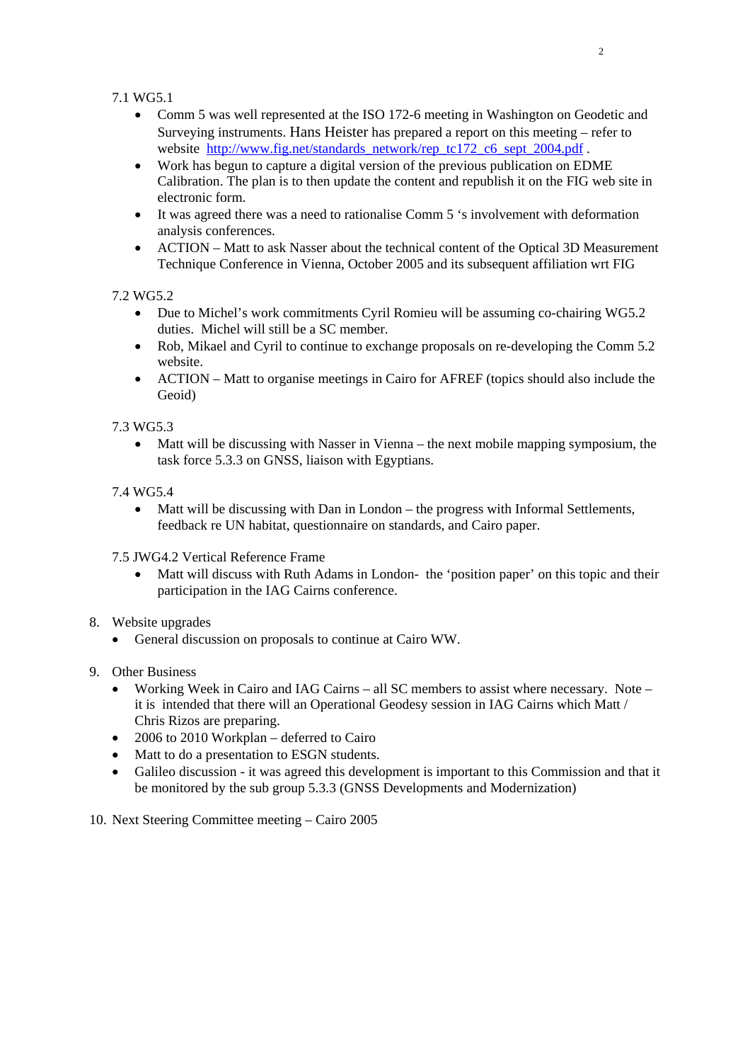7.1 WG5.1

- Comm 5 was well represented at the ISO 172-6 meeting in Washington on Geodetic and Surveying instruments. Hans Heister has prepared a report on this meeting – refer to website http://www.fig.net/standards_network/rep_tc172_c6_sept_2004.pdf .
- Work has begun to capture a digital version of the previous publication on EDME Calibration. The plan is to then update the content and republish it on the FIG web site in electronic form.
- It was agreed there was a need to rationalise Comm 5 's involvement with deformation analysis conferences.
- ACTION – Matt to ask Nasser about the technical content of the Optical 3D Measurement Technique Conference in Vienna, October 2005 and its subsequent affiliation wrt FIG

7.2 WG5.2

- Due to Michel's work commitments Cyril Romieu will be assuming co-chairing WG5.2 duties. Michel will still be a SC member.
- Rob, Mikael and Cyril to continue to exchange proposals on re-developing the Comm 5.2 website.
- ACTION – Matt to organise meetings in Cairo for AFREF (topics should also include the Geoid)

7.3 WG5.3

- Matt will be discussing with Nasser in Vienna – the next mobile mapping symposium, the task force 5.3.3 on GNSS, liaison with Egyptians.

7.4 WG5.4

- Matt will be discussing with Dan in London – the progress with Informal Settlements, feedback re UN habitat, questionnaire on standards, and Cairo paper.

7.5 JWG4.2 Vertical Reference Frame

- Matt will discuss with Ruth Adams in London- the 'position paper' on this topic and their participation in the IAG Cairns conference.

8. Website upgrades
   - General discussion on proposals to continue at Cairo WW.

9. Other Business
   - Working Week in Cairo and IAG Cairns – all SC members to assist where necessary. Note – it is intended that there will an Operational Geodesy session in IAG Cairns which Matt / Chris Rizos are preparing.
   - 2006 to 2010 Workplan – deferred to Cairo
   - Matt to do a presentation to ESGN students.
   - Galileo discussion - it was agreed this development is important to this Commission and that it be monitored by the sub group 5.3.3 (GNSS Developments and Modernization)

10. Next Steering Committee meeting – Cairo 2005